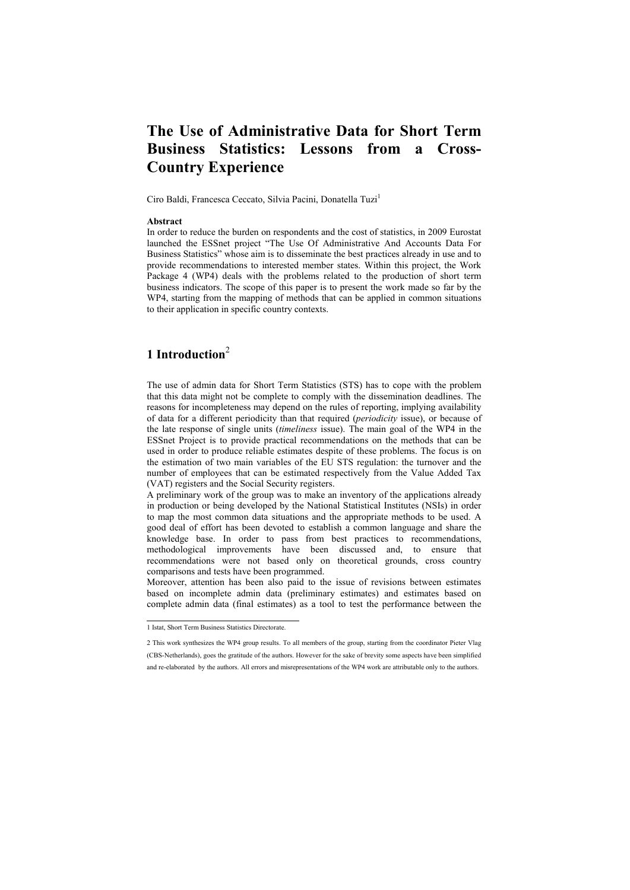# The Use of Administrative Data for Short Term Business Statistics: Lessons from a Cross-Country Experience

Ciro Baldi, Francesca Ceccato, Silvia Pacini, Donatella Tuzi[1]

**Abstract**

In order to reduce the burden on respondents and the cost of statistics, in 2009 Eurostat launched the ESSnet project "The Use Of Administrative And Accounts Data For Business Statistics" whose aim is to disseminate the best practices already in use and to provide recommendations to interested member states. Within this project, the Work Package 4 (WP4) deals with the problems related to the production of short term business indicators. The scope of this paper is to present the work made so far by the WP4, starting from the mapping of methods that can be applied in common situations to their application in specific country contexts.

## 1 Introduction[2]

The use of admin data for Short Term Statistics (STS) has to cope with the problem that this data might not be complete to comply with the dissemination deadlines. The reasons for incompleteness may depend on the rules of reporting, implying availability of data for a different periodicity than that required (*periodicity* issue), or because of the late response of single units (*timeliness* issue). The main goal of the WP4 in the ESSnet Project is to provide practical recommendations on the methods that can be used in order to produce reliable estimates despite of these problems. The focus is on the estimation of two main variables of the EU STS regulation: the turnover and the number of employees that can be estimated respectively from the Value Added Tax (VAT) registers and the Social Security registers.

A preliminary work of the group was to make an inventory of the applications already in production or being developed by the National Statistical Institutes (NSIs) in order to map the most common data situations and the appropriate methods to be used. A good deal of effort has been devoted to establish a common language and share the knowledge base. In order to pass from best practices to recommendations, methodological improvements have been discussed and, to ensure that recommendations were not based only on theoretical grounds, cross country comparisons and tests have been programmed.

Moreover, attention has been also paid to the issue of revisions between estimates based on incomplete admin data (preliminary estimates) and estimates based on complete admin data (final estimates) as a tool to test the performance between the

---

1 Istat, Short Term Business Statistics Directorate.

2 This work synthesizes the WP4 group results. To all members of the group, starting from the coordinator Pieter Vlag (CBS-Netherlands), goes the gratitude of the authors. However for the sake of brevity some aspects have been simplified and re-elaborated by the authors. All errors and misrepresentations of the WP4 work are attributable only to the authors.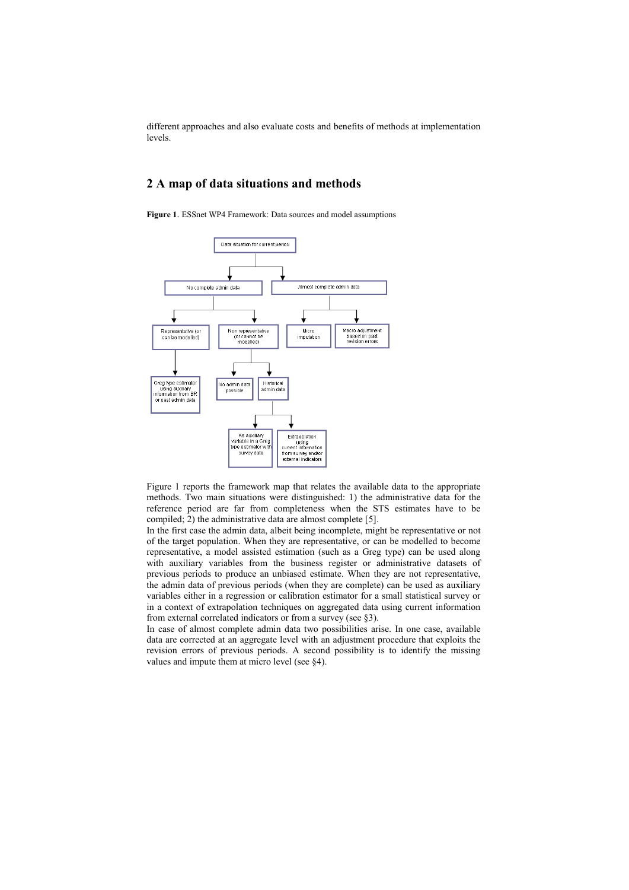different approaches and also evaluate costs and benefits of methods at implementation levels.

## 2 A map of data situations and methods

**Figure 1**. ESSnet WP4 Framework: Data sources and model assumptions

Figure 1 reports the framework map that relates the available data to the appropriate methods. Two main situations were distinguished: 1) the administrative data for the reference period are far from completeness when the STS estimates have to be compiled; 2) the administrative data are almost complete [5].

In the first case the admin data, albeit being incomplete, might be representative or not of the target population. When they are representative, or can be modelled to become representative, a model assisted estimation (such as a Greg type) can be used along with auxiliary variables from the business register or administrative datasets of previous periods to produce an unbiased estimate. When they are not representative, the admin data of previous periods (when they are complete) can be used as auxiliary variables either in a regression or calibration estimator for a small statistical survey or in a context of extrapolation techniques on aggregated data using current information from external correlated indicators or from a survey (see §3).

In case of almost complete admin data two possibilities arise. In one case, available data are corrected at an aggregate level with an adjustment procedure that exploits the revision errors of previous periods. A second possibility is to identify the missing values and impute them at micro level (see §4).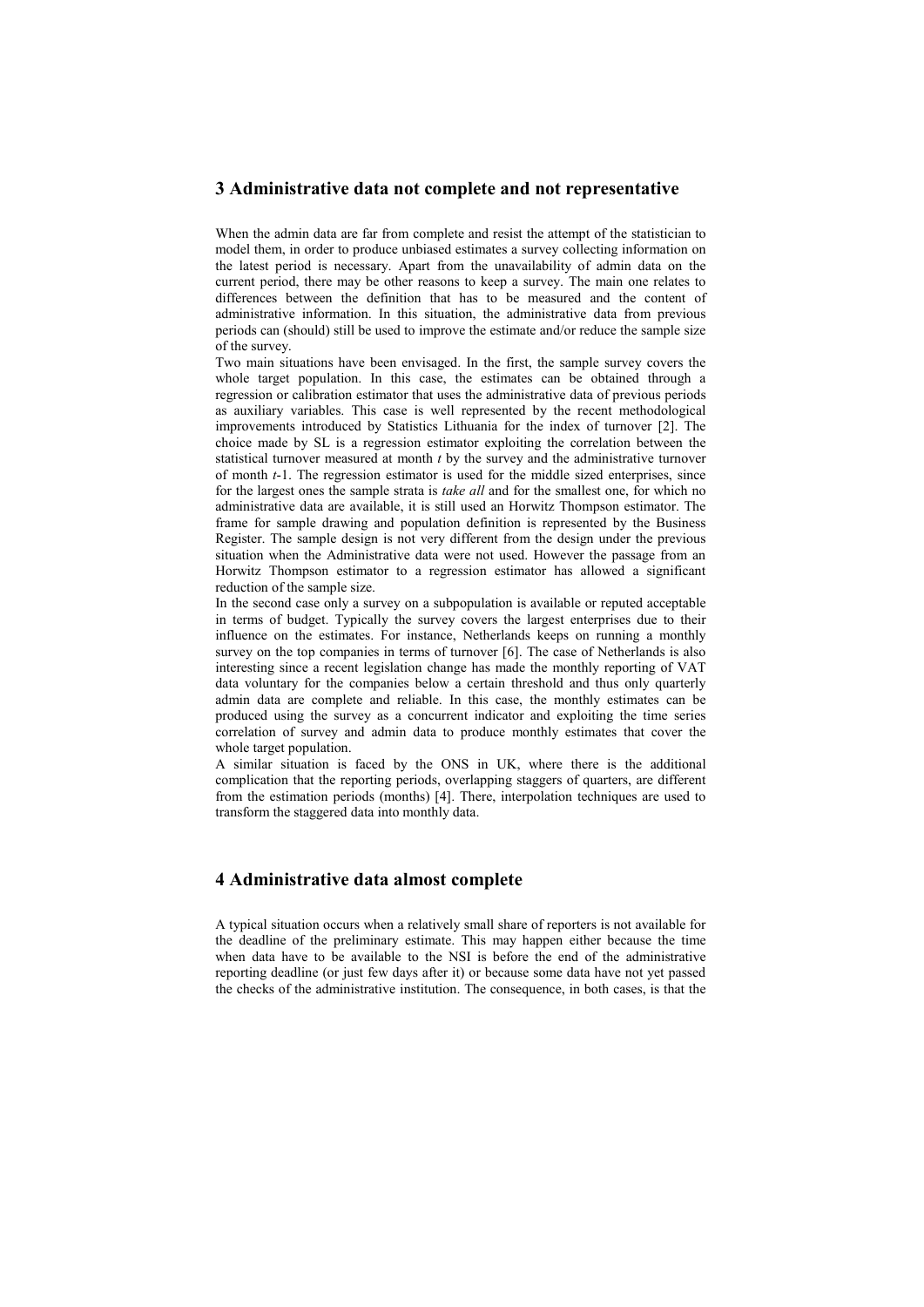## 3 Administrative data not complete and not representative

When the admin data are far from complete and resist the attempt of the statistician to model them, in order to produce unbiased estimates a survey collecting information on the latest period is necessary. Apart from the unavailability of admin data on the current period, there may be other reasons to keep a survey. The main one relates to differences between the definition that has to be measured and the content of administrative information. In this situation, the administrative data from previous periods can (should) still be used to improve the estimate and/or reduce the sample size of the survey.

Two main situations have been envisaged. In the first, the sample survey covers the whole target population. In this case, the estimates can be obtained through a regression or calibration estimator that uses the administrative data of previous periods as auxiliary variables. This case is well represented by the recent methodological improvements introduced by Statistics Lithuania for the index of turnover [2]. The choice made by SL is a regression estimator exploiting the correlation between the statistical turnover measured at month $t$ by the survey and the administrative turnover of month $t$-1. The regression estimator is used for the middle sized enterprises, since for the largest ones the sample strata is *take all* and for the smallest one, for which no administrative data are available, it is still used an Horwitz Thompson estimator. The frame for sample drawing and population definition is represented by the Business Register. The sample design is not very different from the design under the previous situation when the Administrative data were not used. However the passage from an Horwitz Thompson estimator to a regression estimator has allowed a significant reduction of the sample size.

In the second case only a survey on a subpopulation is available or reputed acceptable in terms of budget. Typically the survey covers the largest enterprises due to their influence on the estimates. For instance, Netherlands keeps on running a monthly survey on the top companies in terms of turnover [6]. The case of Netherlands is also interesting since a recent legislation change has made the monthly reporting of VAT data voluntary for the companies below a certain threshold and thus only quarterly admin data are complete and reliable. In this case, the monthly estimates can be produced using the survey as a concurrent indicator and exploiting the time series correlation of survey and admin data to produce monthly estimates that cover the whole target population.

A similar situation is faced by the ONS in UK, where there is the additional complication that the reporting periods, overlapping staggers of quarters, are different from the estimation periods (months) [4]. There, interpolation techniques are used to transform the staggered data into monthly data.

## 4 Administrative data almost complete

A typical situation occurs when a relatively small share of reporters is not available for the deadline of the preliminary estimate. This may happen either because the time when data have to be available to the NSI is before the end of the administrative reporting deadline (or just few days after it) or because some data have not yet passed the checks of the administrative institution. The consequence, in both cases, is that the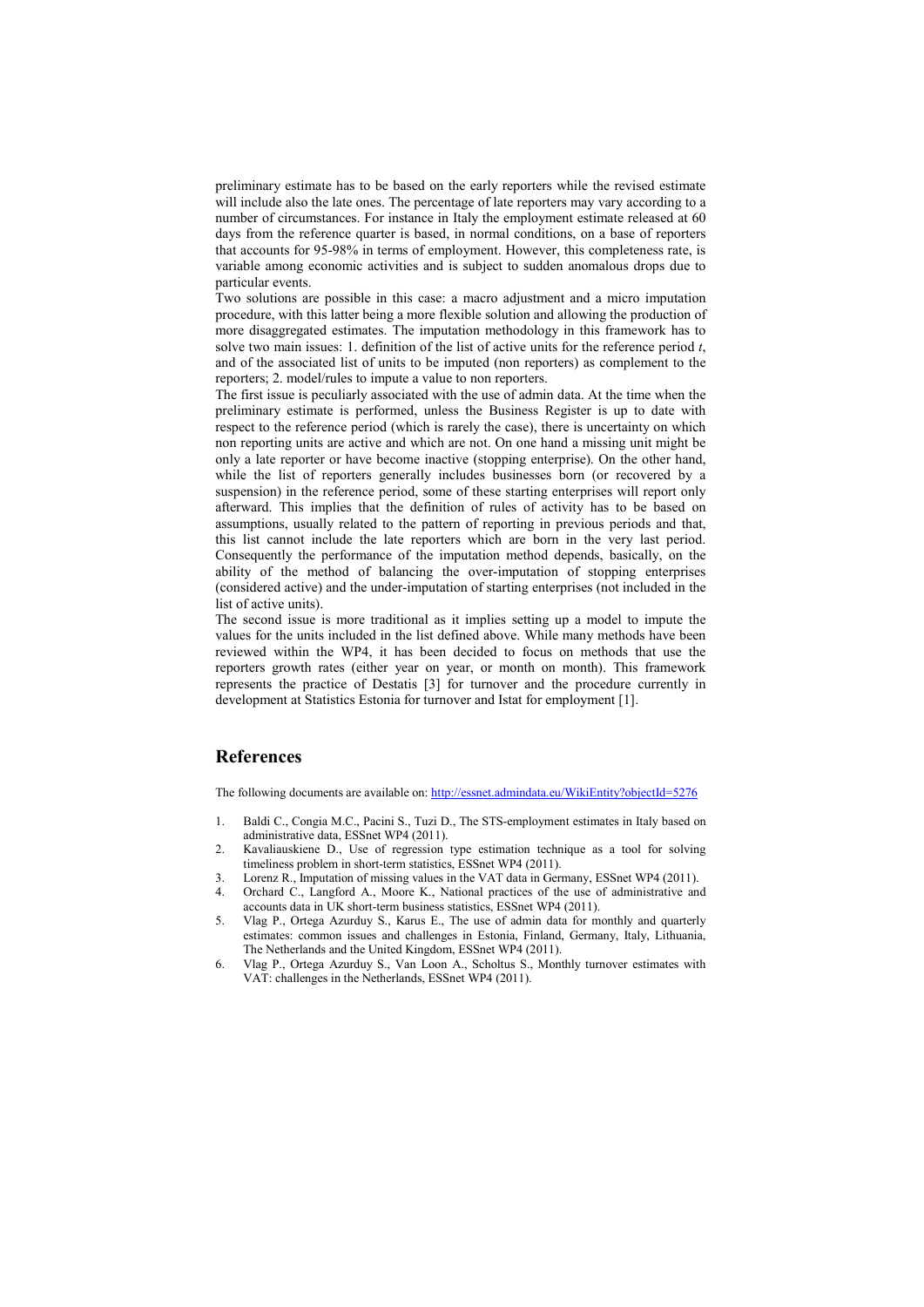preliminary estimate has to be based on the early reporters while the revised estimate will include also the late ones. The percentage of late reporters may vary according to a number of circumstances. For instance in Italy the employment estimate released at 60 days from the reference quarter is based, in normal conditions, on a base of reporters that accounts for 95-98% in terms of employment. However, this completeness rate, is variable among economic activities and is subject to sudden anomalous drops due to particular events.

Two solutions are possible in this case: a macro adjustment and a micro imputation procedure, with this latter being a more flexible solution and allowing the production of more disaggregated estimates. The imputation methodology in this framework has to solve two main issues: 1. definition of the list of active units for the reference period *t*, and of the associated list of units to be imputed (non reporters) as complement to the reporters; 2. model/rules to impute a value to non reporters.

The first issue is peculiarly associated with the use of admin data. At the time when the preliminary estimate is performed, unless the Business Register is up to date with respect to the reference period (which is rarely the case), there is uncertainty on which non reporting units are active and which are not. On one hand a missing unit might be only a late reporter or have become inactive (stopping enterprise). On the other hand, while the list of reporters generally includes businesses born (or recovered by a suspension) in the reference period, some of these starting enterprises will report only afterward. This implies that the definition of rules of activity has to be based on assumptions, usually related to the pattern of reporting in previous periods and that, this list cannot include the late reporters which are born in the very last period. Consequently the performance of the imputation method depends, basically, on the ability of the method of balancing the over-imputation of stopping enterprises (considered active) and the under-imputation of starting enterprises (not included in the list of active units).

The second issue is more traditional as it implies setting up a model to impute the values for the units included in the list defined above. While many methods have been reviewed within the WP4, it has been decided to focus on methods that use the reporters growth rates (either year on year, or month on month). This framework represents the practice of Destatis [3] for turnover and the procedure currently in development at Statistics Estonia for turnover and Istat for employment [1].

## References

The following documents are available on: http://essnet.admindata.eu/WikiEntity?objectId=5276

1. Baldi C., Congia M.C., Pacini S., Tuzi D., The STS-employment estimates in Italy based on administrative data, ESSnet WP4 (2011).
2. Kavaliauskiene D., Use of regression type estimation technique as a tool for solving timeliness problem in short-term statistics, ESSnet WP4 (2011).
3. Lorenz R., Imputation of missing values in the VAT data in Germany, ESSnet WP4 (2011).
4. Orchard C., Langford A., Moore K., National practices of the use of administrative and accounts data in UK short-term business statistics, ESSnet WP4 (2011).
5. Vlag P., Ortega Azurduy S., Karus E., The use of admin data for monthly and quarterly estimates: common issues and challenges in Estonia, Finland, Germany, Italy, Lithuania, The Netherlands and the United Kingdom, ESSnet WP4 (2011).
6. Vlag P., Ortega Azurduy S., Van Loon A., Scholtus S., Monthly turnover estimates with VAT: challenges in the Netherlands, ESSnet WP4 (2011).